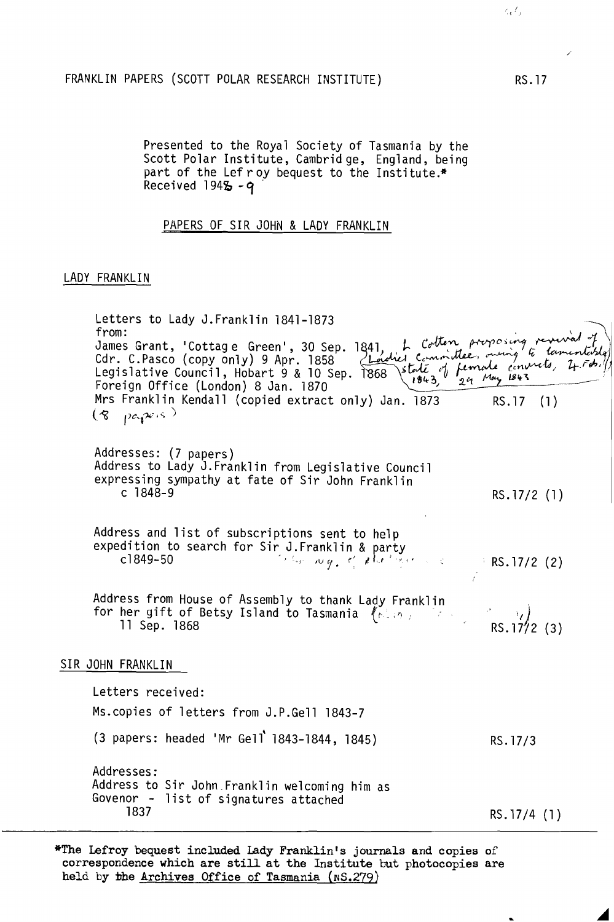FRANKLIN PAPERS (SCOTT POLAR RESEARCH INSTITUTE) RS.17

Presented to the Royal Society of Tasmania by the Scott Polar Institute, Cambridge, England, being part of the Lefroy bequest to the Institute.* Received 1948-9

## PAPERS OF SIR JOHN & LADY FRANKLIN

### LADY FRANKLIN

Letters to Lady J.Franklin 1841-1873
from:
James Grant, 'Cottage Green', 30 Sep. 1841, L Cotton proposing revival of Ladies Committee, owing to lamentable state of female convicts, 24 Feb. 1843, 29 May 1843
Cdr. C.Pasco (copy only) 9 Apr. 1858
Legislative Council, Hobart 9 & 10 Sep. 1868
Foreign Office (London) 8 Jan. 1870
Mrs Franklin Kendall (copied extract only) Jan. 1873 — RS.17 (1)
(8 papers)

Addresses: (7 papers)
Address to Lady J.Franklin from Legislative Council expressing sympathy at fate of Sir John Franklin
c 1848-9 — RS.17/2 (1)

Address and list of subscriptions sent to help expedition to search for Sir J.Franklin & party
c1849-50 — RS.17/2 (2)

Address from House of Assembly to thank Lady Franklin for her gift of Betsy Island to Tasmania
11 Sep. 1868 — RS.17/2 (3)

### SIR JOHN FRANKLIN

Letters received:

Ms.copies of letters from J.P.Gell 1843-7

(3 papers: headed 'Mr Gell' 1843-1844, 1845) — RS.17/3

Addresses:
Address to Sir John Franklin welcoming him as Govenor - list of signatures attached
1837 — RS.17/4 (1)

---

*The Lefroy bequest included Lady Franklin's journals and copies of correspondence which are still at the Institute but photocopies are held by the Archives Office of Tasmania (NS.279)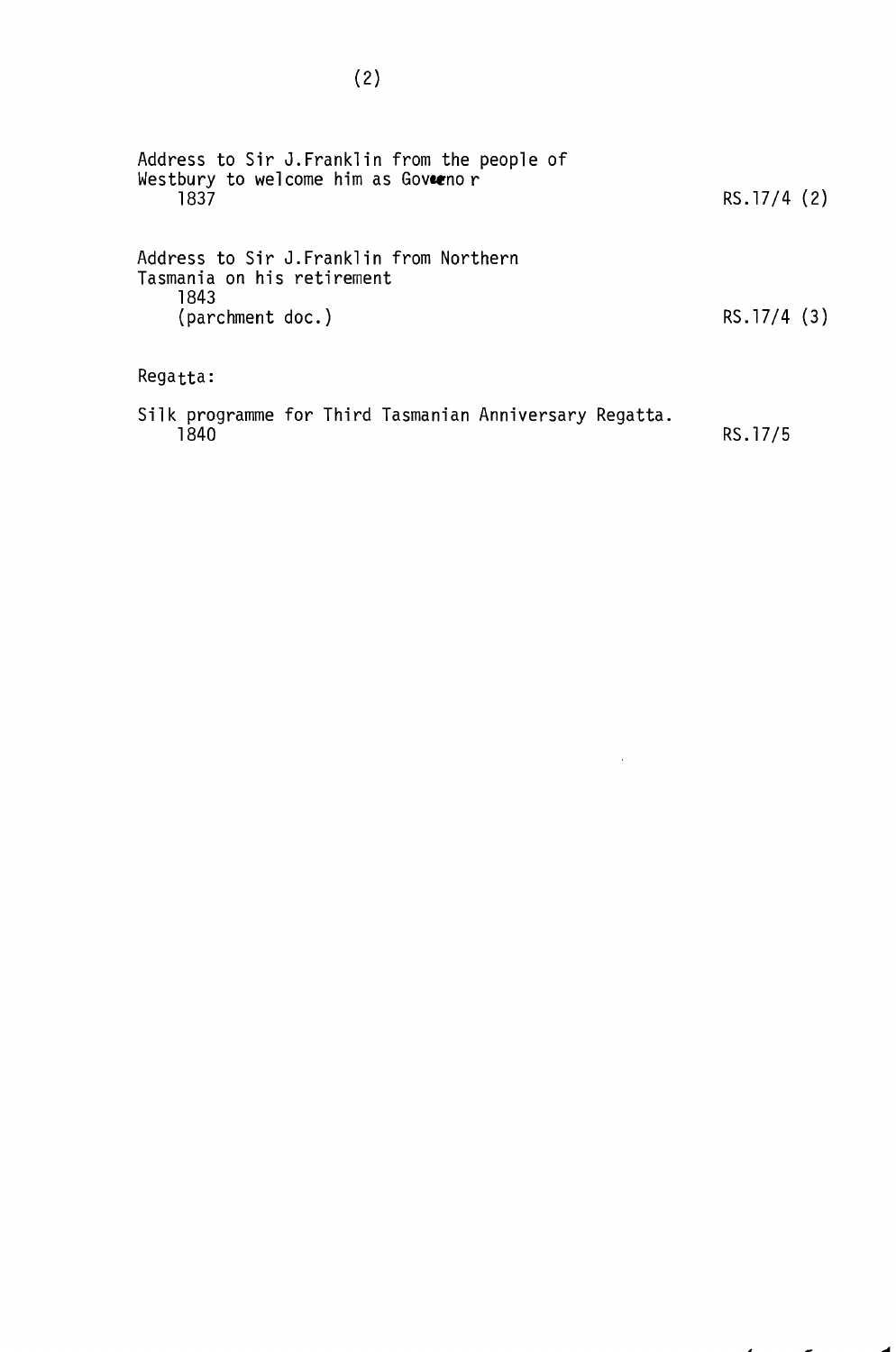Address to Sir J.Franklin from the people of Westbury to welcome him as Governor
1837 — RS.17/4 (2)

Address to Sir J.Franklin from Northern Tasmania on his retirement
1843
(parchment doc.) — RS.17/4 (3)

Regatta:

Silk programme for Third Tasmanian Anniversary Regatta.
1840 — RS.17/5